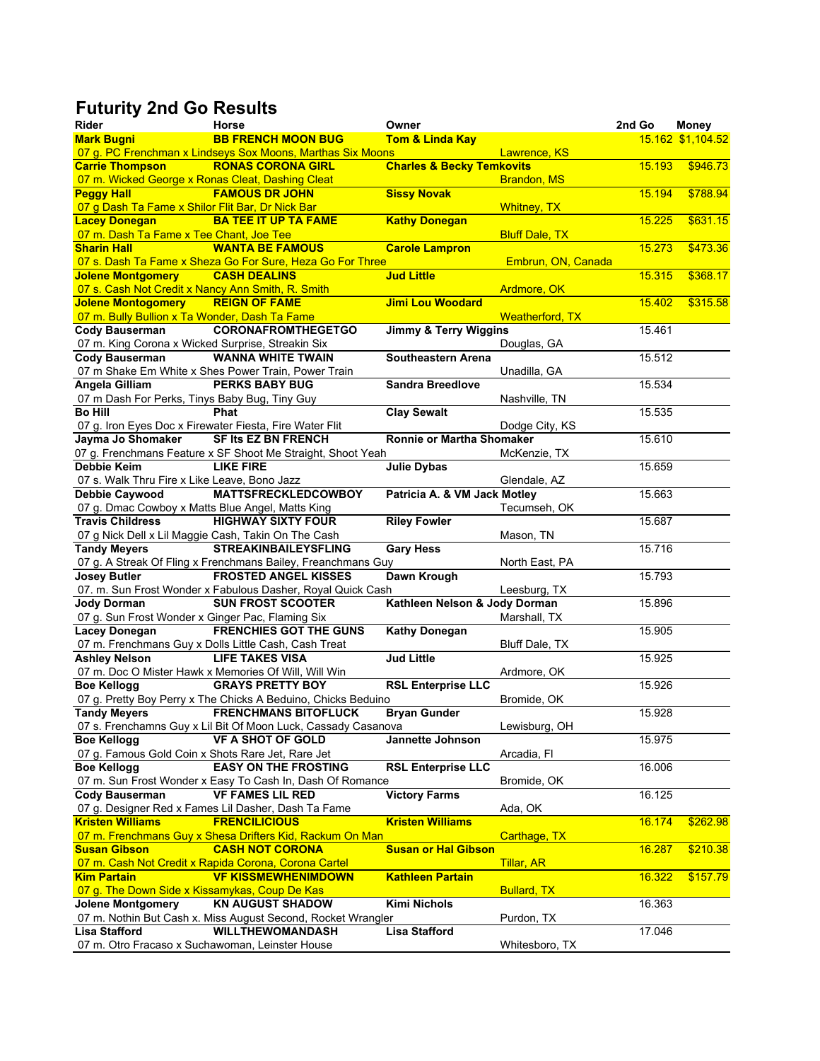# Futurity 2nd Go Results

| Rider | Horse | Owner | | 2nd Go | Money |
|---|---|---|---|---|---|
| Mark Bugni | BB FRENCH MOON BUG | Tom & Linda Kay | | 15.162 | $1,104.52 |
| 07 g. PC Frenchman x Lindseys Sox Moons, Marthas Six Moons | | | Lawrence, KS | | |
| Carrie Thompson | RONAS CORONA GIRL | Charles & Becky Temkovits | | 15.193 | $946.73 |
| 07 m. Wicked George x Ronas Cleat, Dashing Cleat | | | Brandon, MS | | |
| Peggy Hall | FAMOUS DR JOHN | Sissy Novak | | 15.194 | $788.94 |
| 07 g Dash Ta Fame x Shilor Flit Bar, Dr Nick Bar | | | Whitney, TX | | |
| Lacey Donegan | BA TEE IT UP TA FAME | Kathy Donegan | | 15.225 | $631.15 |
| 07 m. Dash Ta Fame x Tee Chant, Joe Tee | | | Bluff Dale, TX | | |
| Sharin Hall | WANTA BE FAMOUS | Carole Lampron | | 15.273 | $473.36 |
| 07 s. Dash Ta Fame x Sheza Go For Sure, Heza Go For Three | | | Embrun, ON, Canada | | |
| Jolene Montgomery | CASH DEALINS | Jud Little | | 15.315 | $368.17 |
| 07 s. Cash Not Credit x Nancy Ann Smith, R. Smith | | | Ardmore, OK | | |
| Jolene Montogomery | REIGN OF FAME | Jimi Lou Woodard | | 15.402 | $315.58 |
| 07 m. Bully Bullion x Ta Wonder, Dash Ta Fame | | | Weatherford, TX | | |
| Cody Bauserman | CORONAFROMTHEGETGO | Jimmy & Terry Wiggins | | 15.461 | |
| 07 m. King Corona x Wicked Surprise, Streakin Six | | | Douglas, GA | | |
| Cody Bauserman | WANNA WHITE TWAIN | Southeastern Arena | | 15.512 | |
| 07 m Shake Em White x Shes Power Train, Power Train | | | Unadilla, GA | | |
| Angela Gilliam | PERKS BABY BUG | Sandra Breedlove | | 15.534 | |
| 07 m Dash For Perks, Tinys Baby Bug, Tiny Guy | | | Nashville, TN | | |
| Bo Hill | Phat | Clay Sewalt | | 15.535 | |
| 07 g. Iron Eyes Doc x Firewater Fiesta, Fire Water Flit | | | Dodge City, KS | | |
| Jayma Jo Shomaker | SF Its EZ BN FRENCH | Ronnie or Martha Shomaker | | 15.610 | |
| 07 g. Frenchmans Feature x SF Shoot Me Straight, Shoot Yeah | | | McKenzie, TX | | |
| Debbie Keim | LIKE FIRE | Julie Dybas | | 15.659 | |
| 07 s. Walk Thru Fire x Like Leave, Bono Jazz | | | Glendale, AZ | | |
| Debbie Caywood | MATTSFRECKLEDCOWBOY | Patricia A. & VM Jack Motley | | 15.663 | |
| 07 g. Dmac Cowboy x Matts Blue Angel, Matts King | | | Tecumseh, OK | | |
| Travis Childress | HIGHWAY SIXTY FOUR | Riley Fowler | | 15.687 | |
| 07 g Nick Dell x Lil Maggie Cash, Takin On The Cash | | | Mason, TN | | |
| Tandy Meyers | STREAKINBAILEYSFLING | Gary Hess | | 15.716 | |
| 07 g. A Streak Of Fling x Frenchmans Bailey, Freanchmans Guy | | | North East, PA | | |
| Josey Butler | FROSTED ANGEL KISSES | Dawn Krough | | 15.793 | |
| 07. m. Sun Frost Wonder x Fabulous Dasher, Royal Quick Cash | | | Leesburg, TX | | |
| Jody Dorman | SUN FROST SCOOTER | Kathleen Nelson & Jody Dorman | | 15.896 | |
| 07 g. Sun Frost Wonder x Ginger Pac, Flaming Six | | | Marshall, TX | | |
| Lacey Donegan | FRENCHIES GOT THE GUNS | Kathy Donegan | | 15.905 | |
| 07 m. Frenchmans Guy x Dolls Little Cash, Cash Treat | | | Bluff Dale, TX | | |
| Ashley Nelson | LIFE TAKES VISA | Jud Little | | 15.925 | |
| 07 m. Doc O Mister Hawk x Memories Of Will, Will Win | | | Ardmore, OK | | |
| Boe Kellogg | GRAYS PRETTY BOY | RSL Enterprise LLC | | 15.926 | |
| 07 g. Pretty Boy Perry x The Chicks A Beduino, Chicks Beduino | | | Bromide, OK | | |
| Tandy Meyers | FRENCHMANS BITOFLUCK | Bryan Gunder | | 15.928 | |
| 07 s. Frenchamns Guy x Lil Bit Of Moon Luck, Cassady Casanova | | | Lewisburg, OH | | |
| Boe Kellogg | VF A SHOT OF GOLD | Jannette Johnson | | 15.975 | |
| 07 g. Famous Gold Coin x Shots Rare Jet, Rare Jet | | | Arcadia, Fl | | |
| Boe Kellogg | EASY ON THE FROSTING | RSL Enterprise LLC | | 16.006 | |
| 07 m. Sun Frost Wonder x Easy To Cash In, Dash Of Romance | | | Bromide, OK | | |
| Cody Bauserman | VF FAMES LIL RED | Victory Farms | | 16.125 | |
| 07 g. Designer Red x Fames Lil Dasher, Dash Ta Fame | | | Ada, OK | | |
| Kristen Williams | FRENCILICIOUS | Kristen Williams | | 16.174 | $262.98 |
| 07 m. Frenchmans Guy x Shesa Drifters Kid, Rackum On Man | | | Carthage, TX | | |
| Susan Gibson | CASH NOT CORONA | Susan or Hal Gibson | | 16.287 | $210.38 |
| 07 m. Cash Not Credit x Rapida Corona, Corona Cartel | | | Tillar, AR | | |
| Kim Partain | VF KISSMEWHENIMDOWN | Kathleen Partain | | 16.322 | $157.79 |
| 07 g. The Down Side x Kissamykas, Coup De Kas | | | Bullard, TX | | |
| Jolene Montgomery | KN AUGUST SHADOW | Kimi Nichols | | 16.363 | |
| 07 m. Nothin But Cash x. Miss August Second, Rocket Wrangler | | | Purdon, TX | | |
| Lisa Stafford | WILLTHEWOMANDASH | Lisa Stafford | | 17.046 | |
| 07 m. Otro Fracaso x Suchawoman, Leinster House | | | Whitesboro, TX | | |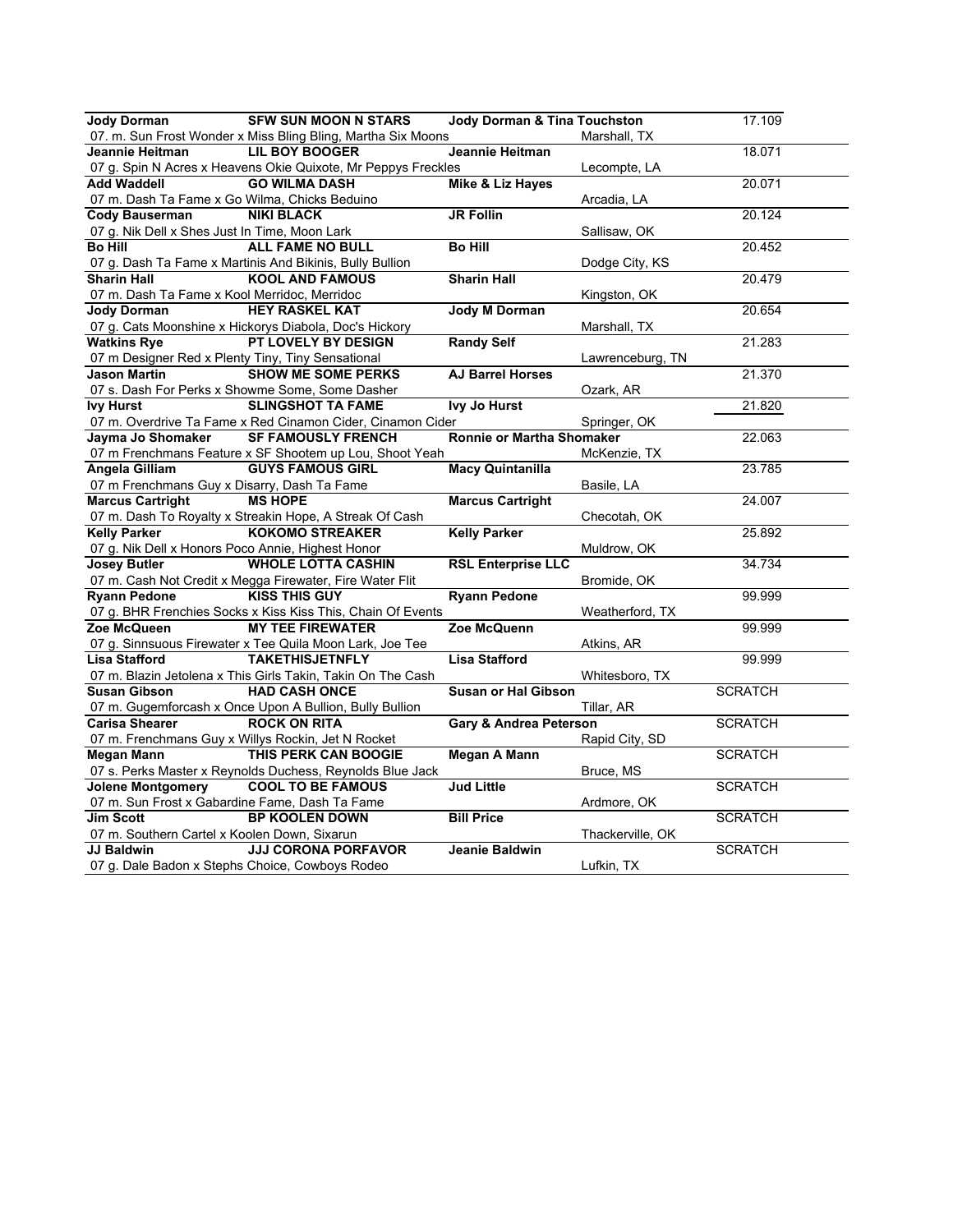| | | | | |
|---|---|---|---|---|
| **Jody Dorman** | **SFW SUN MOON N STARS** | **Jody Dorman & Tina Touchston** | | 17.109 |
| 07. m. Sun Frost Wonder x Miss Bling Bling, Martha Six Moons | | | Marshall, TX | |
| **Jeannie Heitman** | **LIL BOY BOOGER** | **Jeannie Heitman** | | 18.071 |
| 07 g. Spin N Acres x Heavens Okie Quixote, Mr Peppys Freckles | | | Lecompte, LA | |
| **Add Waddell** | **GO WILMA DASH** | **Mike & Liz Hayes** | | 20.071 |
| 07 m. Dash Ta Fame x Go Wilma, Chicks Beduino | | | Arcadia, LA | |
| **Cody Bauserman** | **NIKI BLACK** | **JR Follin** | | 20.124 |
| 07 g. Nik Dell x Shes Just In Time, Moon Lark | | | Sallisaw, OK | |
| **Bo Hill** | **ALL FAME NO BULL** | **Bo Hill** | | 20.452 |
| 07 g. Dash Ta Fame x Martinis And Bikinis, Bully Bullion | | | Dodge City, KS | |
| **Sharin Hall** | **KOOL AND FAMOUS** | **Sharin Hall** | | 20.479 |
| 07 m. Dash Ta Fame x Kool Merridoc, Merridoc | | | Kingston, OK | |
| **Jody Dorman** | **HEY RASKEL KAT** | **Jody M Dorman** | | 20.654 |
| 07 g. Cats Moonshine x Hickorys Diabola, Doc's Hickory | | | Marshall, TX | |
| **Watkins Rye** | **PT LOVELY BY DESIGN** | **Randy Self** | | 21.283 |
| 07 m Designer Red x Plenty Tiny, Tiny Sensational | | | Lawrenceburg, TN | |
| **Jason Martin** | **SHOW ME SOME PERKS** | **AJ Barrel Horses** | | 21.370 |
| 07 s. Dash For Perks x Showme Some, Some Dasher | | | Ozark, AR | |
| **Ivy Hurst** | **SLINGSHOT TA FAME** | **Ivy Jo Hurst** | | 21.820 |
| 07 m. Overdrive Ta Fame x Red Cinamon Cider, Cinamon Cider | | | Springer, OK | |
| **Jayma Jo Shomaker** | **SF FAMOUSLY FRENCH** | **Ronnie or Martha Shomaker** | | 22.063 |
| 07 m Frenchmans Feature x SF Shootem up Lou, Shoot Yeah | | | McKenzie, TX | |
| **Angela Gilliam** | **GUYS FAMOUS GIRL** | **Macy Quintanilla** | | 23.785 |
| 07 m Frenchmans Guy x Disarry, Dash Ta Fame | | | Basile, LA | |
| **Marcus Cartright** | **MS HOPE** | **Marcus Cartright** | | 24.007 |
| 07 m. Dash To Royalty x Streakin Hope, A Streak Of Cash | | | Checotah, OK | |
| **Kelly Parker** | **KOKOMO STREAKER** | **Kelly Parker** | | 25.892 |
| 07 g. Nik Dell x Honors Poco Annie, Highest Honor | | | Muldrow, OK | |
| **Josey Butler** | **WHOLE LOTTA CASHIN** | **RSL Enterprise LLC** | | 34.734 |
| 07 m. Cash Not Credit x Megga Firewater, Fire Water Flit | | | Bromide, OK | |
| **Ryann Pedone** | **KISS THIS GUY** | **Ryann Pedone** | | 99.999 |
| 07 g. BHR Frenchies Socks x Kiss Kiss This, Chain Of Events | | | Weatherford, TX | |
| **Zoe McQueen** | **MY TEE FIREWATER** | **Zoe McQuenn** | | 99.999 |
| 07 g. Sinnsuous Firewater x Tee Quila Moon Lark, Joe Tee | | | Atkins, AR | |
| **Lisa Stafford** | **TAKETHISJETNFLY** | **Lisa Stafford** | | 99.999 |
| 07 m. Blazin Jetolena x This Girls Takin, Takin On The Cash | | | Whitesboro, TX | |
| **Susan Gibson** | **HAD CASH ONCE** | **Susan or Hal Gibson** | | SCRATCH |
| 07 m. Gugemforcash x Once Upon A Bullion, Bully Bullion | | | Tillar, AR | |
| **Carisa Shearer** | **ROCK ON RITA** | **Gary & Andrea Peterson** | | SCRATCH |
| 07 m. Frenchmans Guy x Willys Rockin, Jet N Rocket | | | Rapid City, SD | |
| **Megan Mann** | **THIS PERK CAN BOOGIE** | **Megan A Mann** | | SCRATCH |
| 07 s. Perks Master x Reynolds Duchess, Reynolds Blue Jack | | | Bruce, MS | |
| **Jolene Montgomery** | **COOL TO BE FAMOUS** | **Jud Little** | | SCRATCH |
| 07 m. Sun Frost x Gabardine Fame, Dash Ta Fame | | | Ardmore, OK | |
| **Jim Scott** | **BP KOOLEN DOWN** | **Bill Price** | | SCRATCH |
| 07 m. Southern Cartel x Koolen Down, Sixarun | | | Thackerville, OK | |
| **JJ Baldwin** | **JJJ CORONA PORFAVOR** | **Jeanie Baldwin** | | SCRATCH |
| 07 g. Dale Badon x Stephs Choice, Cowboys Rodeo | | | Lufkin, TX | |